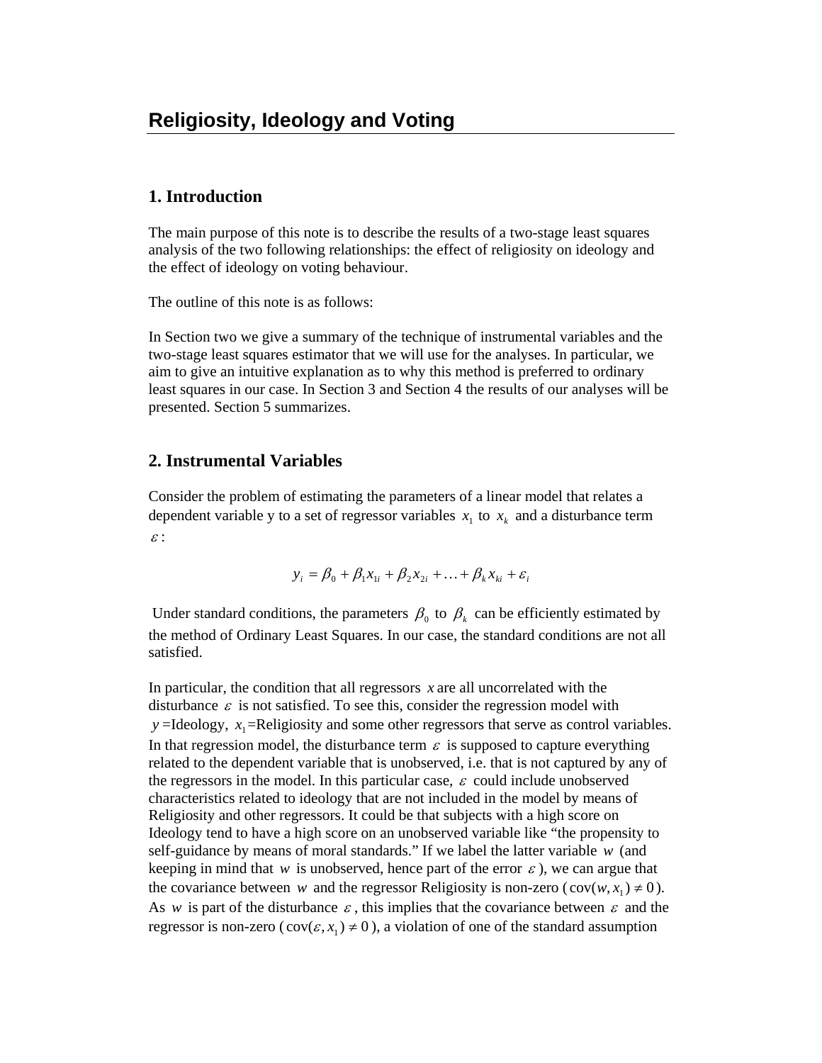# Religiosity, Ideology and Voting

## 1. Introduction

The main purpose of this note is to describe the results of a two-stage least squares analysis of the two following relationships: the effect of religiosity on ideology and the effect of ideology on voting behaviour.

The outline of this note is as follows:

In Section two we give a summary of the technique of instrumental variables and the two-stage least squares estimator that we will use for the analyses. In particular, we aim to give an intuitive explanation as to why this method is preferred to ordinary least squares in our case. In Section 3 and Section 4 the results of our analyses will be presented. Section 5 summarizes.

## 2. Instrumental Variables

Consider the problem of estimating the parameters of a linear model that relates a dependent variable y to a set of regressor variables $x_1$ to $x_k$ and a disturbance term $\varepsilon$:

$$y_i = \beta_0 + \beta_1 x_{1i} + \beta_2 x_{2i} + \ldots + \beta_k x_{ki} + \varepsilon_i$$

Under standard conditions, the parameters $\beta_0$ to $\beta_k$ can be efficiently estimated by the method of Ordinary Least Squares. In our case, the standard conditions are not all satisfied.

In particular, the condition that all regressors $x$ are all uncorrelated with the disturbance $\varepsilon$ is not satisfied. To see this, consider the regression model with $y$ =Ideology, $x_1$=Religiosity and some other regressors that serve as control variables. In that regression model, the disturbance term $\varepsilon$ is supposed to capture everything related to the dependent variable that is unobserved, i.e. that is not captured by any of the regressors in the model. In this particular case, $\varepsilon$ could include unobserved characteristics related to ideology that are not included in the model by means of Religiosity and other regressors. It could be that subjects with a high score on Ideology tend to have a high score on an unobserved variable like "the propensity to self-guidance by means of moral standards." If we label the latter variable $w$ (and keeping in mind that $w$ is unobserved, hence part of the error $\varepsilon$), we can argue that the covariance between $w$ and the regressor Religiosity is non-zero ($\text{cov}(w, x_1) \neq 0$). As $w$ is part of the disturbance $\varepsilon$, this implies that the covariance between $\varepsilon$ and the regressor is non-zero ($\text{cov}(\varepsilon, x_1) \neq 0$), a violation of one of the standard assumption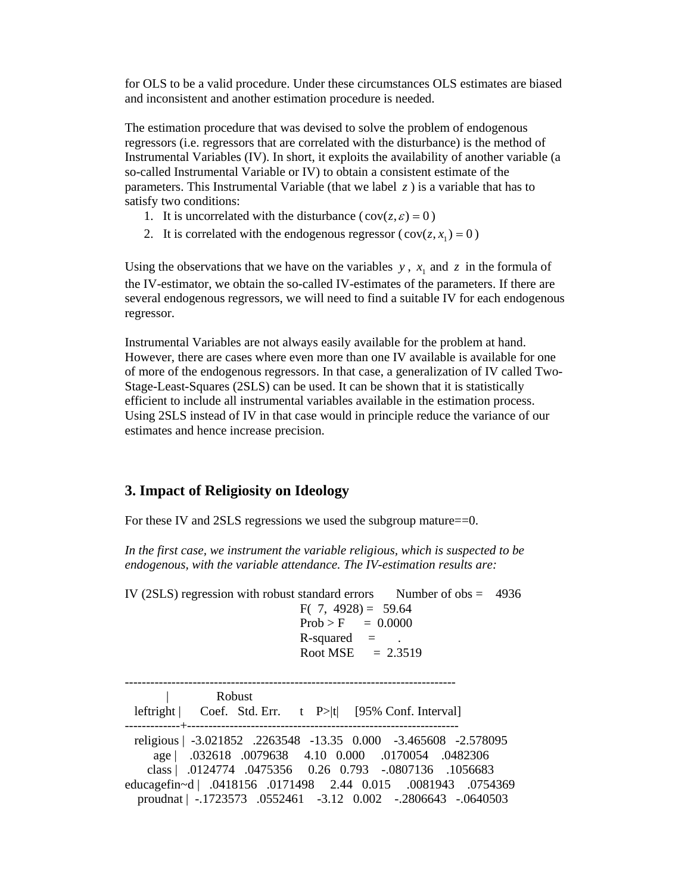for OLS to be a valid procedure. Under these circumstances OLS estimates are biased and inconsistent and another estimation procedure is needed.

The estimation procedure that was devised to solve the problem of endogenous regressors (i.e. regressors that are correlated with the disturbance) is the method of Instrumental Variables (IV). In short, it exploits the availability of another variable (a so-called Instrumental Variable or IV) to obtain a consistent estimate of the parameters. This Instrumental Variable (that we label $z$) is a variable that has to satisfy two conditions:

1. It is uncorrelated with the disturbance ($\text{cov}(z,\varepsilon) = 0$)
2. It is correlated with the endogenous regressor ($\text{cov}(z, x_1) = 0$)

Using the observations that we have on the variables $y$, $x_1$ and $z$ in the formula of the IV-estimator, we obtain the so-called IV-estimates of the parameters. If there are several endogenous regressors, we will need to find a suitable IV for each endogenous regressor.

Instrumental Variables are not always easily available for the problem at hand. However, there are cases where even more than one IV available is available for one of more of the endogenous regressors. In that case, a generalization of IV called Two-Stage-Least-Squares (2SLS) can be used. It can be shown that it is statistically efficient to include all instrumental variables available in the estimation process. Using 2SLS instead of IV in that case would in principle reduce the variance of our estimates and hence increase precision.

## 3. Impact of Religiosity on Ideology

For these IV and 2SLS regressions we used the subgroup mature==0.

*In the first case, we instrument the variable religious, which is suspected to be endogenous, with the variable attendance. The IV-estimation results are:*

```
IV (2SLS) regression with robust standard errors       Number of obs =    4936
                                                       F(  7,  4928) =   59.64
                                                       Prob > F      =  0.0000
                                                       R-squared     =       .
                                                       Root MSE      =  2.3519

------------------------------------------------------------------------------
             |               Robust
   leftright |      Coef.   Std. Err.      t    P>|t|     [95% Conf. Interval]
-------------+----------------------------------------------------------------
   religious |  -3.021852   .2263548   -13.35   0.000    -3.465608   -2.578095
         age |    .032618   .0079638     4.10   0.000     .0170054    .0482306
       class |   .0124774   .0475356     0.26   0.793    -.0807136    .1056683
educagefin~d |   .0418156   .0171498     2.44   0.015     .0081943    .0754369
    proudnat |  -.1723573   .0552461    -3.12   0.002    -.2806643   -.0640503
```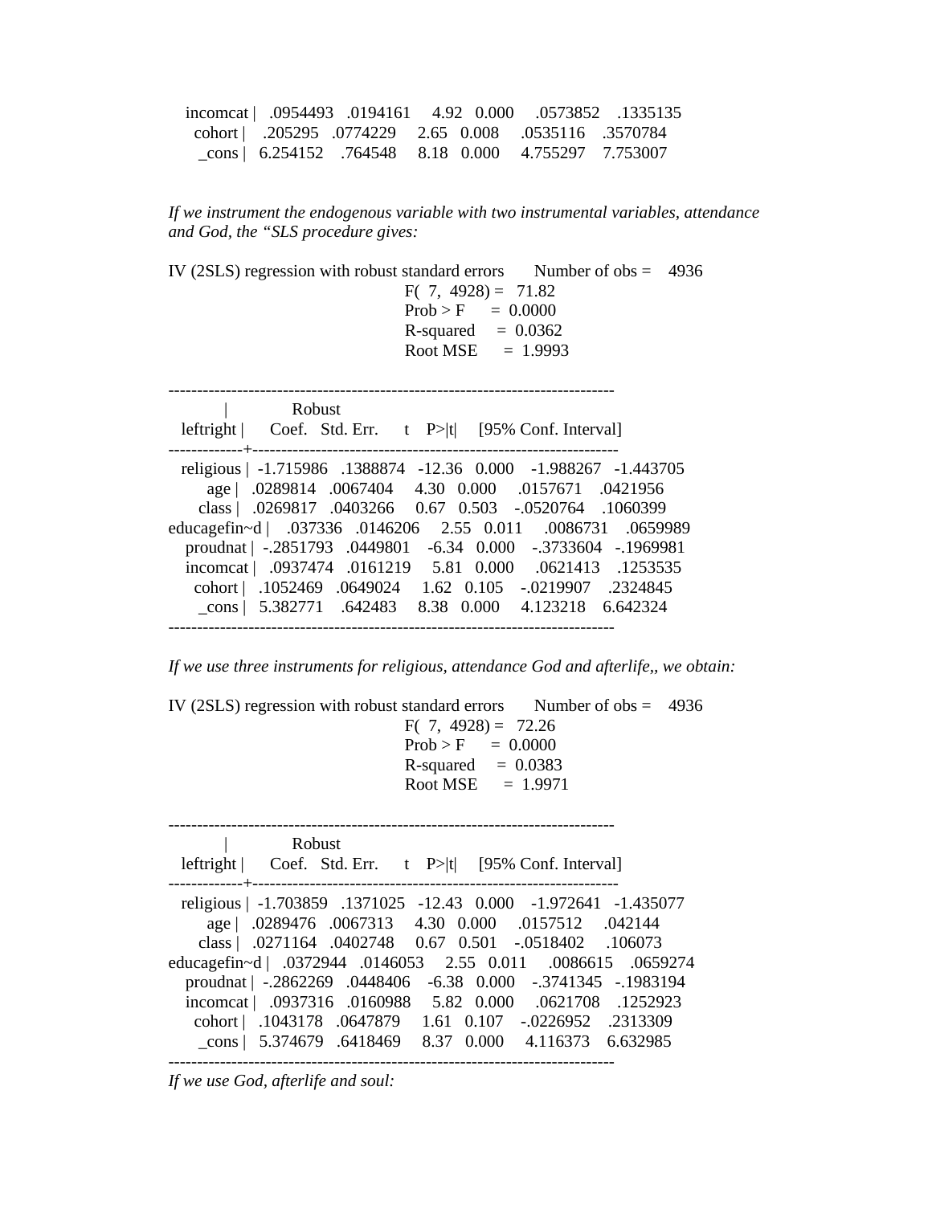```
    incomcat |   .0954493   .0194161     4.92   0.000     .0573852    .1335135
      cohort |    .205295   .0774229     2.65   0.008     .0535116    .3570784
       _cons |   6.254152    .764548     8.18   0.000     4.755297    7.753007
```

*If we instrument the endogenous variable with two instrumental variables, attendance and God, the "SLS procedure gives:*

```
IV (2SLS) regression with robust standard errors       Number of obs =    4936
                                                       F(  7,  4928) =   71.82
                                                       Prob > F      =  0.0000
                                                       R-squared     =  0.0362
                                                       Root MSE      =  1.9993

------------------------------------------------------------------------------
             |               Robust
   leftright |      Coef.   Std. Err.      t    P>|t|     [95% Conf. Interval]
-------------+----------------------------------------------------------------
   religious |  -1.715986   .1388874   -12.36   0.000    -1.988267   -1.443705
         age |   .0289814   .0067404     4.30   0.000     .0157671    .0421956
       class |   .0269817   .0403266     0.67   0.503    -.0520764    .1060399
educagefin~d |    .037336   .0146206     2.55   0.011     .0086731    .0659989
    proudnat |  -.2851793   .0449801    -6.34   0.000    -.3733604   -.1969981
    incomcat |   .0937474   .0161219     5.81   0.000     .0621413    .1253535
      cohort |   .1052469   .0649024     1.62   0.105    -.0219907    .2324845
       _cons |   5.382771    .642483     8.38   0.000     4.123218    6.642324
------------------------------------------------------------------------------
```

*If we use three instruments for religious, attendance God and afterlife,, we obtain:*

```
IV (2SLS) regression with robust standard errors       Number of obs =    4936
                                                       F(  7,  4928) =   72.26
                                                       Prob > F      =  0.0000
                                                       R-squared     =  0.0383
                                                       Root MSE      =  1.9971

------------------------------------------------------------------------------
             |               Robust
   leftright |      Coef.   Std. Err.      t    P>|t|     [95% Conf. Interval]
-------------+----------------------------------------------------------------
   religious |  -1.703859   .1371025   -12.43   0.000    -1.972641   -1.435077
         age |   .0289476   .0067313     4.30   0.000     .0157512     .042144
       class |   .0271164   .0402748     0.67   0.501    -.0518402     .106073
educagefin~d |   .0372944   .0146053     2.55   0.011     .0086615    .0659274
    proudnat |  -.2862269   .0448406    -6.38   0.000    -.3741345   -.1983194
    incomcat |   .0937316   .0160988     5.82   0.000     .0621708    .1252923
      cohort |   .1043178   .0647879     1.61   0.107    -.0226952    .2313309
       _cons |   5.374679   .6418469     8.37   0.000     4.116373    6.632985
------------------------------------------------------------------------------
```

*If we use God, afterlife and soul:*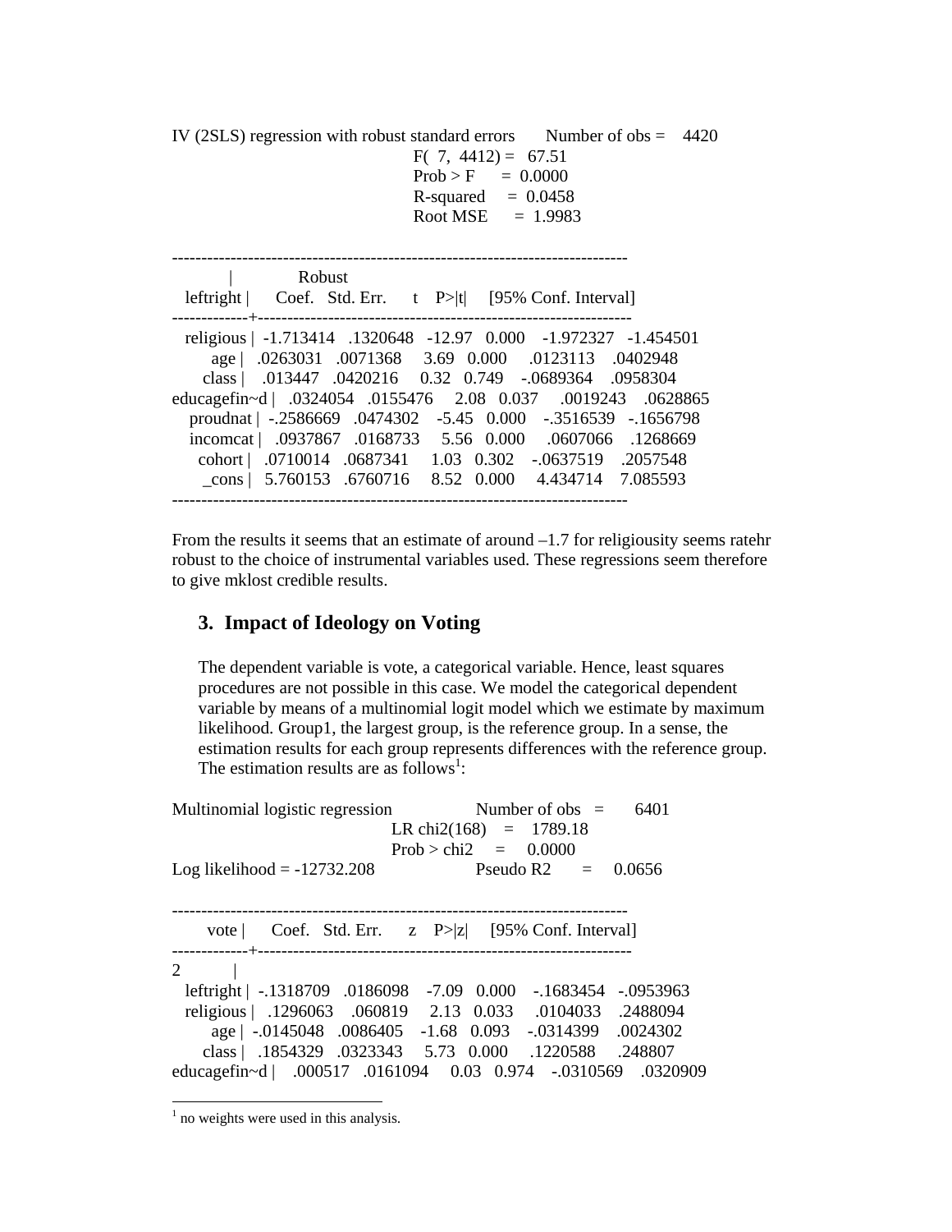IV (2SLS) regression with robust standard errors Number of obs = 4420
F( 7, 4412) = 67.51
Prob > F = 0.0000
R-squared = 0.0458
Root MSE = 1.9983

| leftright | Coef. | Robust Std. Err. | t | P>\|t\| | [95% Conf. Interval] | |
|---|---|---|---|---|---|---|
| religious | -1.713414 | .1320648 | -12.97 | 0.000 | -1.972327 | -1.454501 |
| age | .0263031 | .0071368 | 3.69 | 0.000 | .0123113 | .0402948 |
| class | .013447 | .0420216 | 0.32 | 0.749 | -.0689364 | .0958304 |
| educagefin~d | .0324054 | .0155476 | 2.08 | 0.037 | .0019243 | .0628865 |
| proudnat | -.2586669 | .0474302 | -5.45 | 0.000 | -.3516539 | -.1656798 |
| incomcat | .0937867 | .0168733 | 5.56 | 0.000 | .0607066 | .1268669 |
| cohort | .0710014 | .0687341 | 1.03 | 0.302 | -.0637519 | .2057548 |
| _cons | 5.760153 | .6760716 | 8.52 | 0.000 | 4.434714 | 7.085593 |

From the results it seems that an estimate of around –1.7 for religiousity seems ratehr robust to the choice of instrumental variables used. These regressions seem therefore to give mklost credible results.

## 3. Impact of Ideology on Voting

The dependent variable is vote, a categorical variable. Hence, least squares procedures are not possible in this case. We model the categorical dependent variable by means of a multinomial logit model which we estimate by maximum likelihood. Group1, the largest group, is the reference group. In a sense, the estimation results for each group represents differences with the reference group. The estimation results are as follows[1]:

Multinomial logistic regression Number of obs = 6401
LR chi2(168) = 1789.18
Prob > chi2 = 0.0000
Log likelihood = -12732.208 Pseudo R2 = 0.0656

| vote | Coef. | Std. Err. | z | P>\|z\| | [95% Conf. Interval] | |
|---|---|---|---|---|---|---|
| 2 | | | | | | |
| leftright | -.1318709 | .0186098 | -7.09 | 0.000 | -.1683454 | -.0953963 |
| religious | .1296063 | .060819 | 2.13 | 0.033 | .0104033 | .2488094 |
| age | -.0145048 | .0086405 | -1.68 | 0.093 | -.0314399 | .0024302 |
| class | .1854329 | .0323343 | 5.73 | 0.000 | .1220588 | .248807 |
| educagefin~d | .000517 | .0161094 | 0.03 | 0.974 | -.0310569 | .0320909 |

[1] no weights were used in this analysis.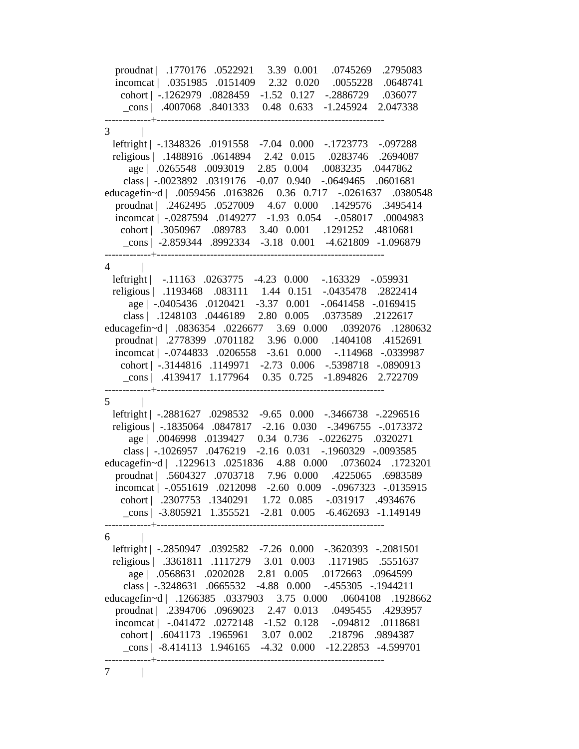```
    proudnat |   .1770176   .0522921     3.39   0.001     .0745269    .2795083
    incomcat |   .0351985   .0151409     2.32   0.020     .0055228    .0648741
      cohort |  -.1262979   .0828459    -1.52   0.127    -.2886729     .036077
       _cons |   .4007068   .8401333     0.48   0.633    -1.245924    2.047338
-------------+----------------------------------------------------------------
3            |
   leftright |  -.1348326   .0191558    -7.04   0.000    -.1723773    -.097288
   religious |   .1488916   .0614894     2.42   0.015     .0283746    .2694087
         age |   .0265548   .0093019     2.85   0.004     .0083235    .0447862
       class |  -.0023892   .0319176    -0.07   0.940    -.0649465    .0601681
educagefin~d |   .0059456   .0163826     0.36   0.717    -.0261637    .0380548
    proudnat |   .2462495   .0527009     4.67   0.000     .1429576    .3495414
    incomcat |  -.0287594   .0149277    -1.93   0.054     -.058017    .0004983
      cohort |   .3050967    .089783     3.40   0.001     .1291252    .4810681
       _cons |  -2.859344   .8992334    -3.18   0.001    -4.621809   -1.096879
-------------+----------------------------------------------------------------
4            |
   leftright |    -.11163   .0263775    -4.23   0.000     -.163329    -.059931
   religious |   .1193468    .083111     1.44   0.151    -.0435478    .2822414
         age |  -.0405436   .0120421    -3.37   0.001    -.0641458   -.0169415
       class |   .1248103   .0446189     2.80   0.005     .0373589    .2122617
educagefin~d |   .0836354   .0226677     3.69   0.000     .0392076    .1280632
    proudnat |   .2778399   .0701182     3.96   0.000     .1404108    .4152691
    incomcat |  -.0744833   .0206558    -3.61   0.000     -.114968   -.0339987
      cohort |  -.3144816   .1149971    -2.73   0.006    -.5398718   -.0890913
       _cons |   .4139417   1.177964     0.35   0.725    -1.894826    2.722709
-------------+----------------------------------------------------------------
5            |
   leftright |  -.2881627   .0298532    -9.65   0.000    -.3466738   -.2296516
   religious |  -.1835064   .0847817    -2.16   0.030    -.3496755   -.0173372
         age |   .0046998   .0139427     0.34   0.736    -.0226275    .0320271
       class |  -.1026957   .0476219    -2.16   0.031    -.1960329   -.0093585
educagefin~d |   .1229613   .0251836     4.88   0.000     .0736024    .1723201
    proudnat |   .5604327   .0703718     7.96   0.000     .4225065    .6983589
    incomcat |  -.0551619   .0212098    -2.60   0.009    -.0967323   -.0135915
      cohort |   .2307753   .1340291     1.72   0.085     -.031917    .4934676
       _cons |  -3.805921   1.355521    -2.81   0.005    -6.462693   -1.149149
-------------+----------------------------------------------------------------
6            |
   leftright |  -.2850947   .0392582    -7.26   0.000    -.3620393   -.2081501
   religious |   .3361811   .1117279     3.01   0.003     .1171985    .5551637
         age |   .0568631   .0202028     2.81   0.005     .0172663    .0964599
       class |  -.3248631   .0665532    -4.88   0.000     -.455305   -.1944211
educagefin~d |   .1266385   .0337903     3.75   0.000     .0604108    .1928662
    proudnat |   .2394706   .0969023     2.47   0.013     .0495455    .4293957
    incomcat |   -.041472   .0272148    -1.52   0.128     -.094812    .0118681
      cohort |   .6041173   .1965961     3.07   0.002      .218796    .9894387
       _cons |  -8.414113   1.946165    -4.32   0.000    -12.22853   -4.599701
-------------+----------------------------------------------------------------
7            |
```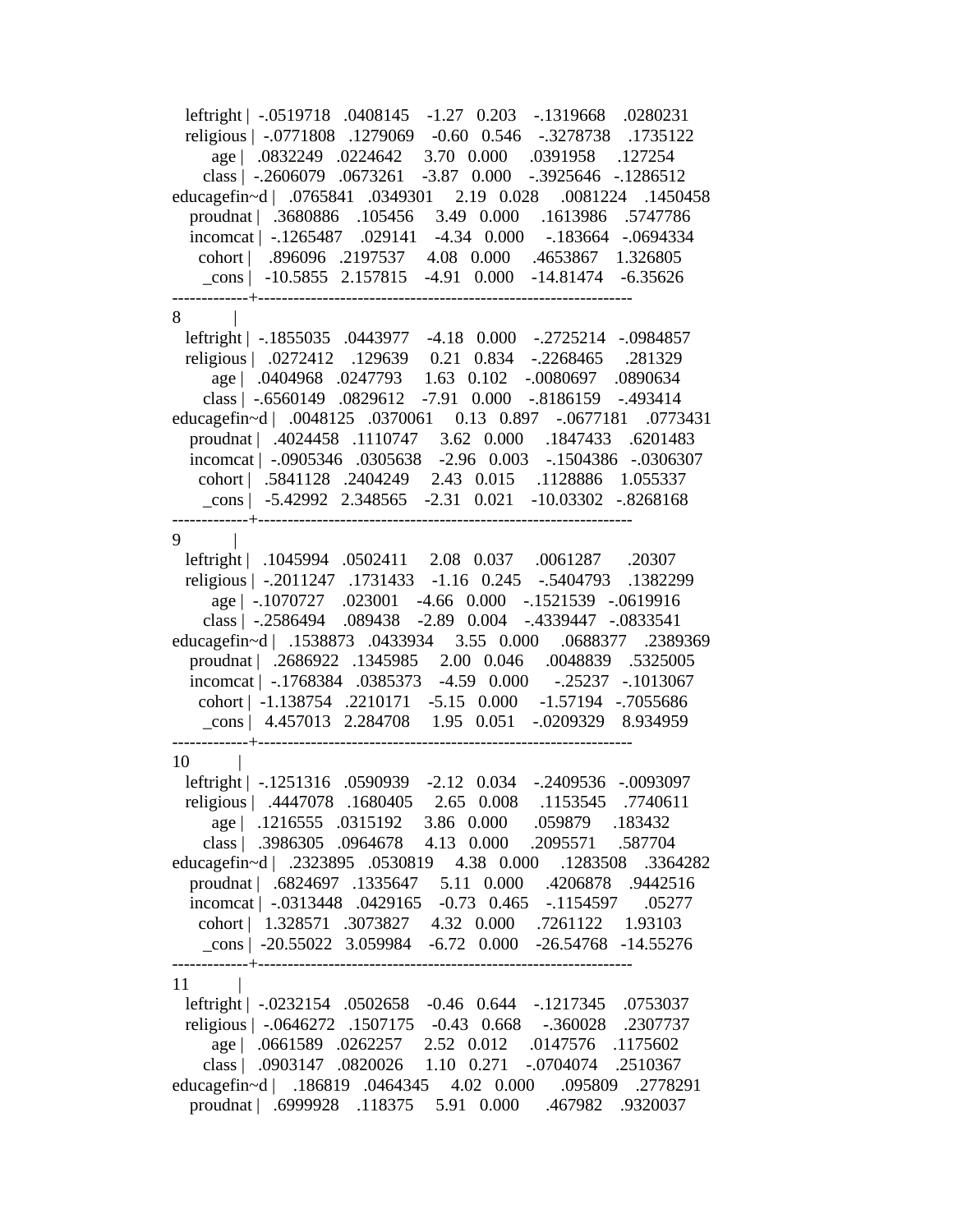```
    leftright |  -.0519718   .0408145    -1.27   0.203    -.1319668    .0280231
    religious |  -.0771808   .1279069    -0.60   0.546    -.3278738    .1735122
          age |   .0832249   .0224642     3.70   0.000     .0391958     .127254
        class |  -.2606079   .0673261    -3.87   0.000    -.3925646   -.1286512
educagefin~d |   .0765841   .0349301     2.19   0.028     .0081224    .1450458
     proudnat |   .3680886    .105456     3.49   0.000     .1613986    .5747786
     incomcat |  -.1265487    .029141    -4.34   0.000     -.183664   -.0694334
       cohort |    .896096   .2197537     4.08   0.000     .4653867    1.326805
        _cons |   -10.5855   2.157815    -4.91   0.000    -14.81474    -6.35626
-------------+----------------------------------------------------------------
8            |
    leftright |  -.1855035   .0443977    -4.18   0.000    -.2725214   -.0984857
    religious |   .0272412    .129639     0.21   0.834    -.2268465     .281329
          age |   .0404968   .0247793     1.63   0.102    -.0080697    .0890634
        class |  -.6560149   .0829612    -7.91   0.000    -.8186159    -.493414
educagefin~d |   .0048125   .0370061     0.13   0.897    -.0677181    .0773431
     proudnat |   .4024458   .1110747     3.62   0.000     .1847433    .6201483
     incomcat |  -.0905346   .0305638    -2.96   0.003    -.1504386   -.0306307
       cohort |   .5841128   .2404249     2.43   0.015     .1128886    1.055337
        _cons |   -5.42992   2.348565    -2.31   0.021    -10.03302   -.8268168
-------------+----------------------------------------------------------------
9            |
    leftright |   .1045994   .0502411     2.08   0.037     .0061287      .20307
    religious |  -.2011247   .1731433    -1.16   0.245    -.5404793    .1382299
          age |  -.1070727    .023001    -4.66   0.000    -.1521539   -.0619916
        class |  -.2586494    .089438    -2.89   0.004    -.4339447   -.0833541
educagefin~d |   .1538873   .0433934     3.55   0.000     .0688377    .2389369
     proudnat |   .2686922   .1345985     2.00   0.046     .0048839    .5325005
     incomcat |  -.1768384   .0385373    -4.59   0.000      -.25237   -.1013067
       cohort |  -1.138754   .2210171    -5.15   0.000     -1.57194   -.7055686
        _cons |   4.457013   2.284708     1.95   0.051    -.0209329    8.934959
-------------+----------------------------------------------------------------
10           |
    leftright |  -.1251316   .0590939    -2.12   0.034    -.2409536   -.0093097
    religious |   .4447078   .1680405     2.65   0.008     .1153545    .7740611
          age |   .1216555   .0315192     3.86   0.000      .059879     .183432
        class |   .3986305   .0964678     4.13   0.000     .2095571     .587704
educagefin~d |   .2323895   .0530819     4.38   0.000     .1283508    .3364282
     proudnat |   .6824697   .1335647     5.11   0.000     .4206878    .9442516
     incomcat |  -.0313448   .0429165    -0.73   0.465    -.1154597      .05277
       cohort |   1.328571   .3073827     4.32   0.000     .7261122     1.93103
        _cons |  -20.55022   3.059984    -6.72   0.000    -26.54768   -14.55276
-------------+----------------------------------------------------------------
11           |
    leftright |  -.0232154   .0502658    -0.46   0.644    -.1217345    .0753037
    religious |  -.0646272   .1507175    -0.43   0.668     -.360028    .2307737
          age |   .0661589   .0262257     2.52   0.012     .0147576    .1175602
        class |   .0903147   .0820026     1.10   0.271    -.0704074    .2510367
educagefin~d |    .186819   .0464345     4.02   0.000      .095809    .2778291
     proudnat |   .6999928    .118375     5.91   0.000      .467982    .9320037
```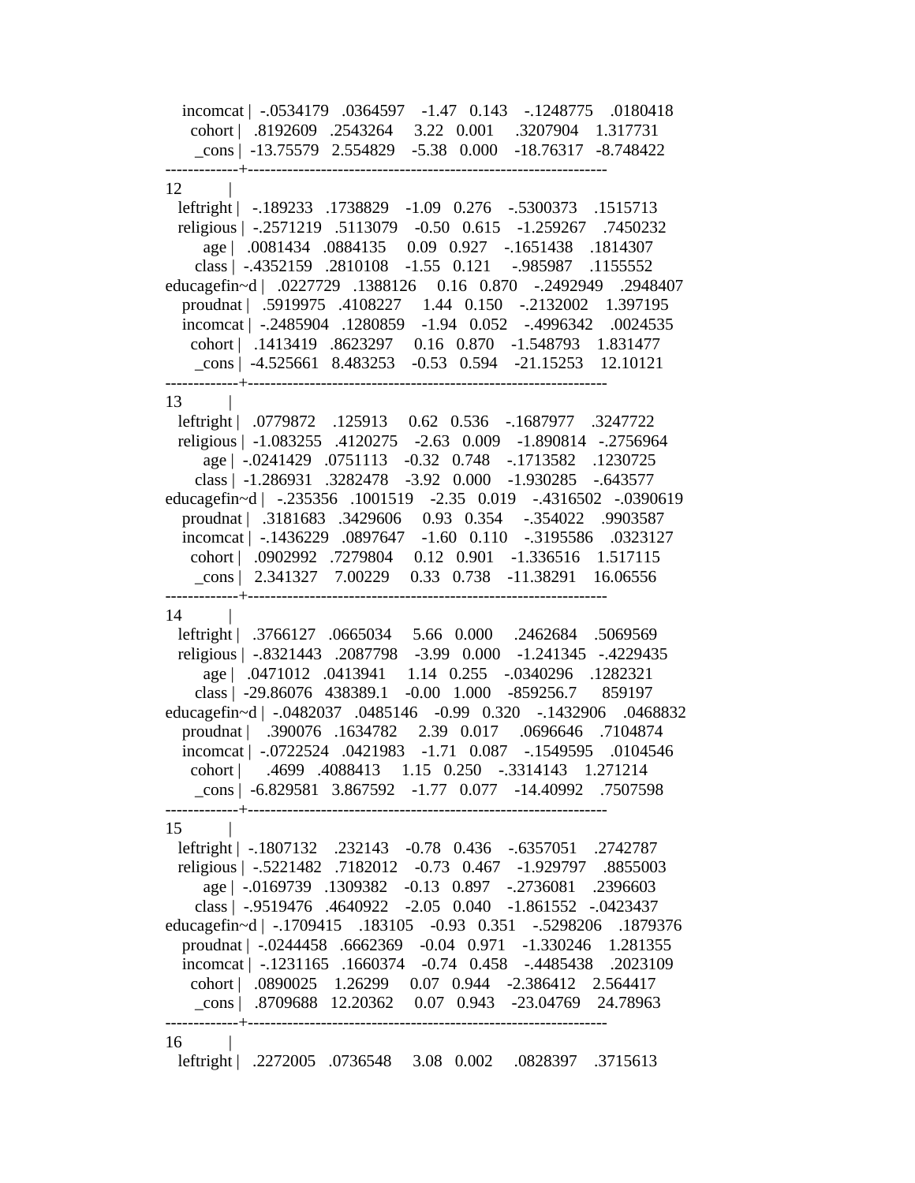```
    incomcat |  -.0534179   .0364597    -1.47   0.143    -.1248775    .0180418
      cohort |   .8192609   .2543264     3.22   0.001     .3207904    1.317731
       _cons |  -13.75579   2.554829    -5.38   0.000    -18.76317   -8.748422
-------------+----------------------------------------------------------------
12           |
   leftright |   -.189233   .1738829    -1.09   0.276    -.5300373    .1515713
   religious |  -.2571219   .5113079    -0.50   0.615    -1.259267    .7450232
         age |   .0081434   .0884135     0.09   0.927    -.1651438    .1814307
       class |  -.4352159   .2810108    -1.55   0.121     -.985987    .1155552
educagefin~d |   .0227729   .1388126     0.16   0.870    -.2492949    .2948407
    proudnat |   .5919975   .4108227     1.44   0.150    -.2132002    1.397195
    incomcat |  -.2485904   .1280859    -1.94   0.052    -.4996342    .0024535
      cohort |   .1413419   .8623297     0.16   0.870    -1.548793    1.831477
       _cons |  -4.525661   8.483253    -0.53   0.594    -21.15253    12.10121
-------------+----------------------------------------------------------------
13           |
   leftright |   .0779872    .125913     0.62   0.536    -.1687977    .3247722
   religious |  -1.083255   .4120275    -2.63   0.009    -1.890814   -.2756964
         age |  -.0241429   .0751113    -0.32   0.748    -.1713582    .1230725
       class |  -1.286931   .3282478    -3.92   0.000    -1.930285    -.643577
educagefin~d |   -.235356   .1001519    -2.35   0.019    -.4316502   -.0390619
    proudnat |   .3181683   .3429606     0.93   0.354     -.354022    .9903587
    incomcat |  -.1436229   .0897647    -1.60   0.110    -.3195586    .0323127
      cohort |   .0902992   .7279804     0.12   0.901    -1.336516    1.517115
       _cons |   2.341327    7.00229     0.33   0.738    -11.38291    16.06556
-------------+----------------------------------------------------------------
14           |
   leftright |   .3766127   .0665034     5.66   0.000     .2462684    .5069569
   religious |  -.8321443   .2087798    -3.99   0.000    -1.241345   -.4229435
         age |   .0471012   .0413941     1.14   0.255    -.0340296    .1282321
       class |  -29.86076   438389.1    -0.00   1.000    -859256.7      859197
educagefin~d |  -.0482037   .0485146    -0.99   0.320    -.1432906    .0468832
    proudnat |    .390076   .1634782     2.39   0.017     .0696646    .7104874
    incomcat |  -.0722524   .0421983    -1.71   0.087    -.1549595    .0104546
      cohort |      .4699   .4088413     1.15   0.250    -.3314143    1.271214
       _cons |  -6.829581   3.867592    -1.77   0.077    -14.40992    .7507598
-------------+----------------------------------------------------------------
15           |
   leftright |  -.1807132    .232143    -0.78   0.436    -.6357051    .2742787
   religious |  -.5221482   .7182012    -0.73   0.467    -1.929797    .8855003
         age |  -.0169739   .1309382    -0.13   0.897    -.2736081    .2396603
       class |  -.9519476   .4640922    -2.05   0.040    -1.861552   -.0423437
educagefin~d |  -.1709415    .183105    -0.93   0.351    -.5298206    .1879376
    proudnat |  -.0244458   .6662369    -0.04   0.971    -1.330246    1.281355
    incomcat |  -.1231165   .1660374    -0.74   0.458    -.4485438    .2023109
      cohort |   .0890025    1.26299     0.07   0.944    -2.386412    2.564417
       _cons |   .8709688   12.20362     0.07   0.943    -23.04769    24.78963
-------------+----------------------------------------------------------------
16           |
   leftright |   .2272005   .0736548     3.08   0.002     .0828397    .3715613
```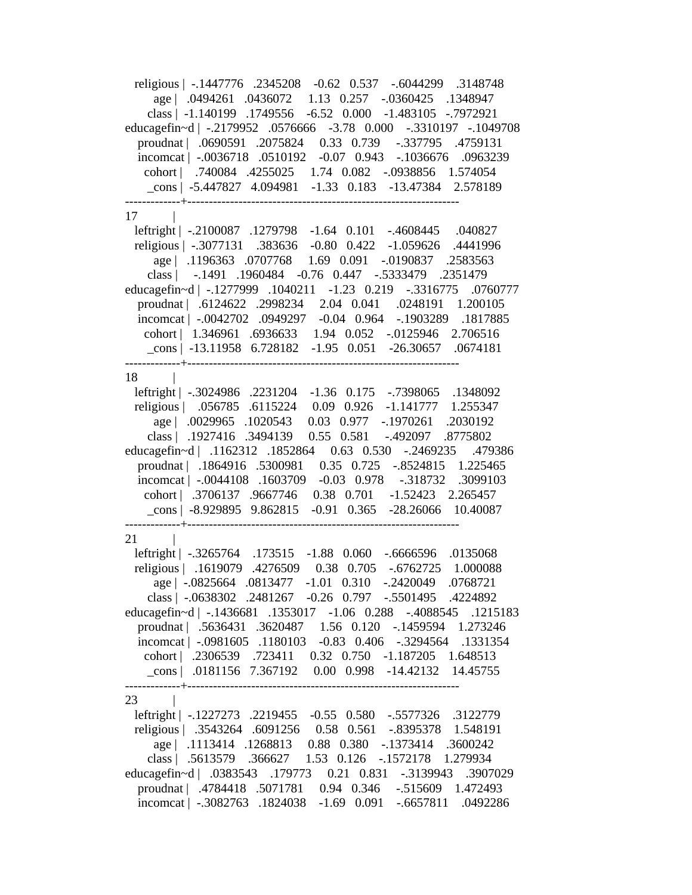```
    religious |  -.1447776   .2345208    -0.62   0.537    -.6044299    .3148748
          age |   .0494261   .0436072     1.13   0.257    -.0360425    .1348947
        class |  -1.140199   .1749556    -6.52   0.000    -1.483105   -.7972921
educagefin~d |  -.2179952   .0576666    -3.78   0.000    -.3310197   -.1049708
     proudnat |   .0690591   .2075824     0.33   0.739     -.337795    .4759131
     incomcat |  -.0036718   .0510192    -0.07   0.943    -.1036676    .0963239
       cohort |    .740084   .4255025     1.74   0.082    -.0938856    1.574054
        _cons |  -5.447827   4.094981    -1.33   0.183    -13.47384    2.578189
-------------+----------------------------------------------------------------
17           |
    leftright |  -.2100087   .1279798    -1.64   0.101    -.4608445     .040827
    religious |  -.3077131    .383636    -0.80   0.422    -1.059626    .4441996
          age |   .1196363   .0707768     1.69   0.091    -.0190837    .2583563
        class |     -.1491   .1960484    -0.76   0.447    -.5333479    .2351479
educagefin~d |  -.1277999   .1040211    -1.23   0.219    -.3316775    .0760777
     proudnat |   .6124622   .2998234     2.04   0.041     .0248191    1.200105
     incomcat |  -.0042702   .0949297    -0.04   0.964    -.1903289    .1817885
       cohort |   1.346961   .6936633     1.94   0.052    -.0125946    2.706516
        _cons |  -13.11958   6.728182    -1.95   0.051    -26.30657    .0674181
-------------+----------------------------------------------------------------
18           |
    leftright |  -.3024986   .2231204    -1.36   0.175    -.7398065    .1348092
    religious |    .056785   .6115224     0.09   0.926    -1.141777    1.255347
          age |   .0029965   .1020543     0.03   0.977    -.1970261    .2030192
        class |   .1927416   .3494139     0.55   0.581     -.492097    .8775802
educagefin~d |   .1162312   .1852864     0.63   0.530    -.2469235     .479386
     proudnat |   .1864916   .5300981     0.35   0.725    -.8524815    1.225465
     incomcat |  -.0044108   .1603709    -0.03   0.978     -.318732    .3099103
       cohort |   .3706137   .9667746     0.38   0.701     -1.52423    2.265457
        _cons |  -8.929895   9.862815    -0.91   0.365    -28.26066    10.40087
-------------+----------------------------------------------------------------
21           |
    leftright |  -.3265764    .173515    -1.88   0.060    -.6666596    .0135068
    religious |   .1619079   .4276509     0.38   0.705    -.6762725    1.000088
          age |  -.0825664   .0813477    -1.01   0.310    -.2420049    .0768721
        class |  -.0638302   .2481267    -0.26   0.797    -.5501495    .4224892
educagefin~d |  -.1436681   .1353017    -1.06   0.288    -.4088545    .1215183
     proudnat |   .5636431   .3620487     1.56   0.120    -.1459594    1.273246
     incomcat |  -.0981605   .1180103    -0.83   0.406    -.3294564    .1331354
       cohort |   .2306539    .723411     0.32   0.750    -1.187205    1.648513
        _cons |   .0181156   7.367192     0.00   0.998    -14.42132    14.45755
-------------+----------------------------------------------------------------
23           |
    leftright |  -.1227273   .2219455    -0.55   0.580    -.5577326    .3122779
    religious |   .3543264   .6091256     0.58   0.561    -.8395378    1.548191
          age |   .1113414   .1268813     0.88   0.380    -.1373414    .3600242
        class |   .5613579    .366627     1.53   0.126    -.1572178    1.279934
educagefin~d |   .0383543    .179773     0.21   0.831    -.3139943    .3907029
     proudnat |   .4784418   .5071781     0.94   0.346     -.515609    1.472493
     incomcat |  -.3082763   .1824038    -1.69   0.091    -.6657811    .0492286
```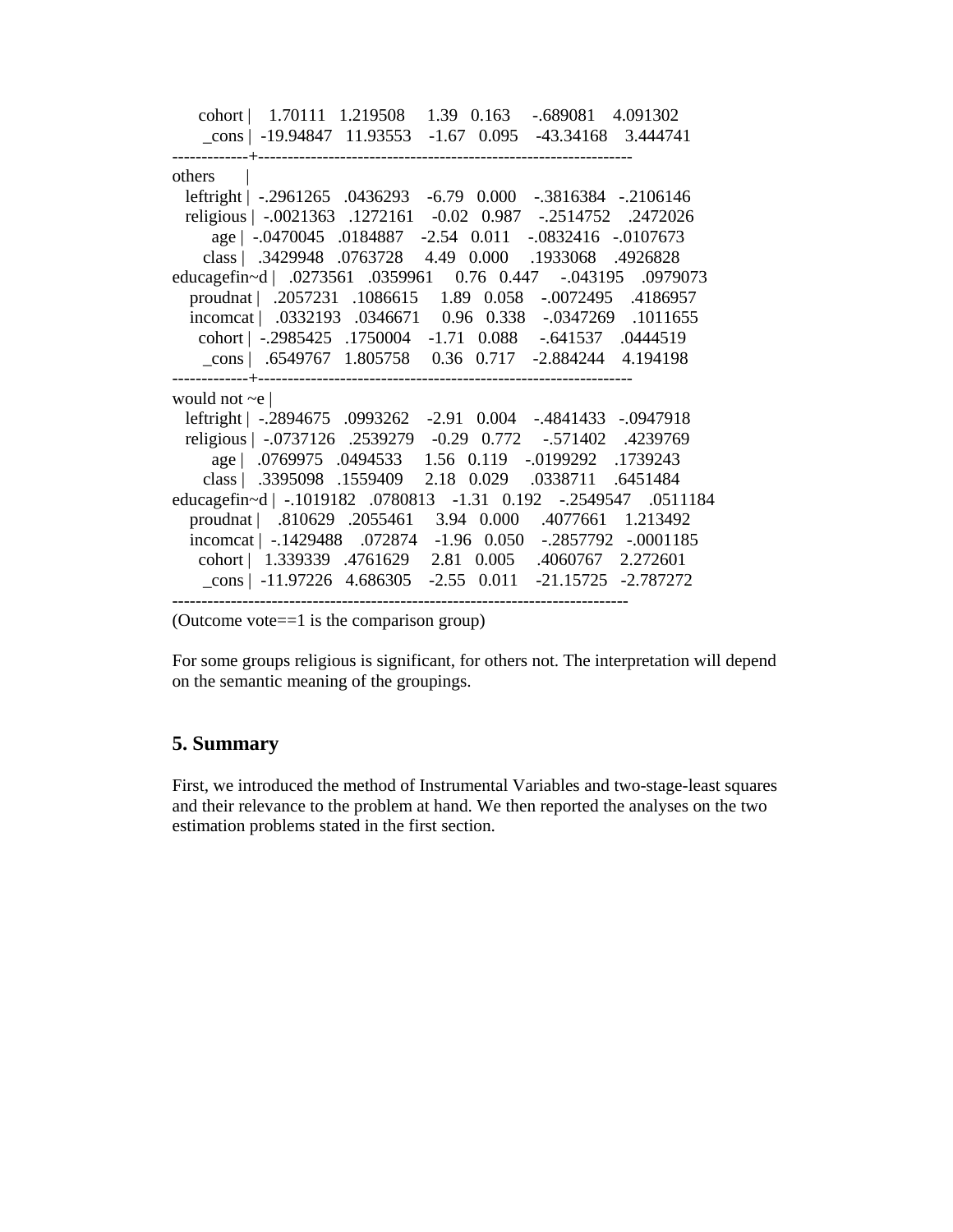```
      cohort |    1.70111   1.219508     1.39   0.163     -.689081    4.091302
       _cons |  -19.94847   11.93553    -1.67   0.095    -43.34168    3.444741
-------------+----------------------------------------------------------------
others       |
   leftright |  -.2961265   .0436293    -6.79   0.000    -.3816384   -.2106146
   religious |  -.0021363   .1272161    -0.02   0.987    -.2514752    .2472026
         age |  -.0470045   .0184887    -2.54   0.011    -.0832416   -.0107673
       class |   .3429948   .0763728     4.49   0.000     .1933068    .4926828
educagefin~d |   .0273561   .0359961     0.76   0.447     -.043195    .0979073
    proudnat |   .2057231   .1086615     1.89   0.058    -.0072495    .4186957
    incomcat |   .0332193   .0346671     0.96   0.338    -.0347269    .1011655
      cohort |  -.2985425   .1750004    -1.71   0.088     -.641537    .0444519
       _cons |   .6549767   1.805758     0.36   0.717    -2.884244    4.194198
-------------+----------------------------------------------------------------
would not ~e |
   leftright |  -.2894675   .0993262    -2.91   0.004    -.4841433   -.0947918
   religious |  -.0737126   .2539279    -0.29   0.772     -.571402    .4239769
         age |   .0769975   .0494533     1.56   0.119    -.0199292    .1739243
       class |   .3395098   .1559409     2.18   0.029     .0338711    .6451484
educagefin~d |  -.1019182   .0780813    -1.31   0.192    -.2549547    .0511184
    proudnat |    .810629   .2055461     3.94   0.000     .4077661    1.213492
    incomcat |  -.1429488    .072874    -1.96   0.050    -.2857792   -.0001185
      cohort |   1.339339   .4761629     2.81   0.005     .4060767    2.272601
       _cons |  -11.97226   4.686305    -2.55   0.011    -21.15725   -2.787272
------------------------------------------------------------------------------
(Outcome vote==1 is the comparison group)
```

For some groups religious is significant, for others not. The interpretation will depend on the semantic meaning of the groupings.

## 5. Summary

First, we introduced the method of Instrumental Variables and two-stage-least squares and their relevance to the problem at hand. We then reported the analyses on the two estimation problems stated in the first section.